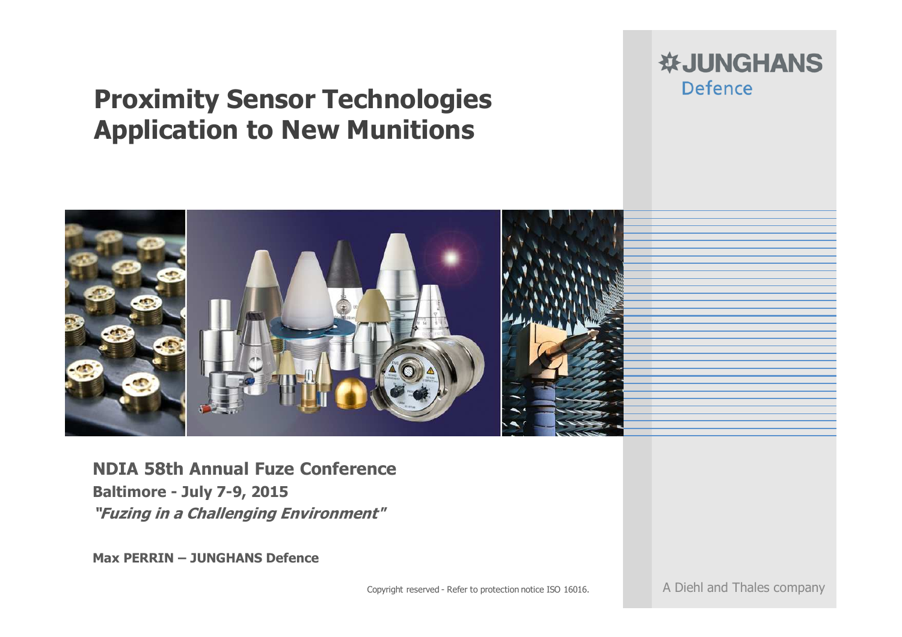# Proximity Sensor Technologies Application to New Munitions

JUNGHANS Defence

**NDIA 58th Annual Fuze Conference**

**Baltimore - July 7-9, 2015**

***"Fuzing in a Challenging Environment"***

**Max PERRIN – JUNGHANS Defence**

Copyright reserved - Refer to protection notice ISO 16016.

A Diehl and Thales company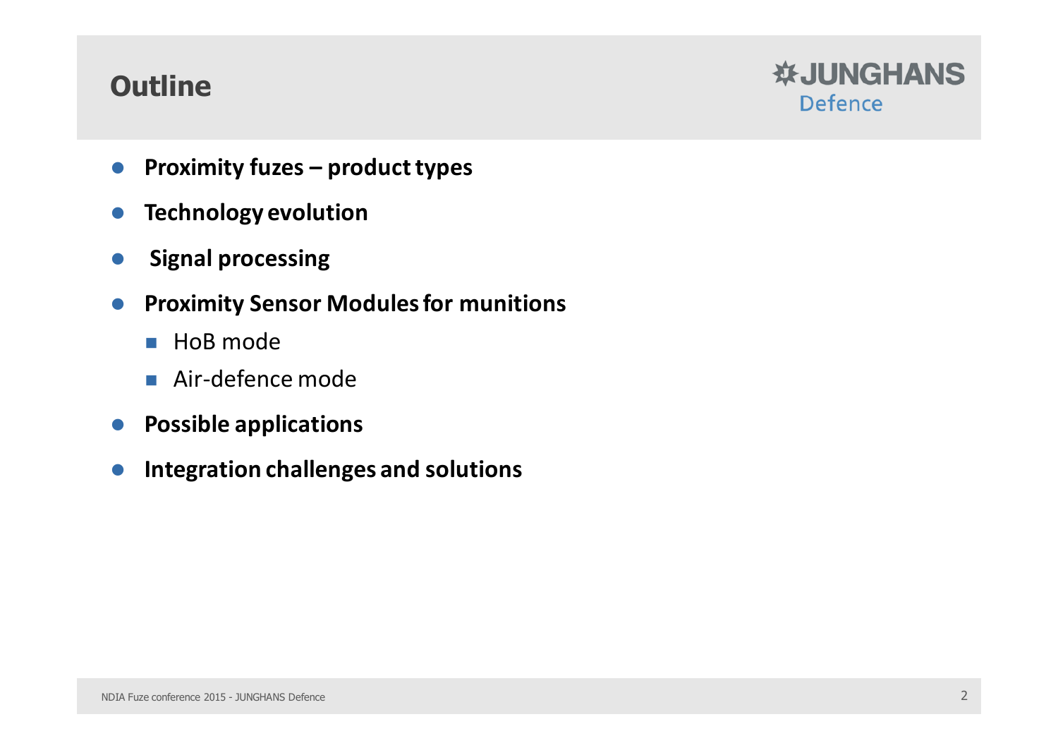# Outline

- **Proximity fuzes – product types**
- **Technology evolution**
- **Signal processing**
- **Proximity Sensor Modules for munitions**
  - HoB mode
  - Air-defence mode
- **Possible applications**
- **Integration challenges and solutions**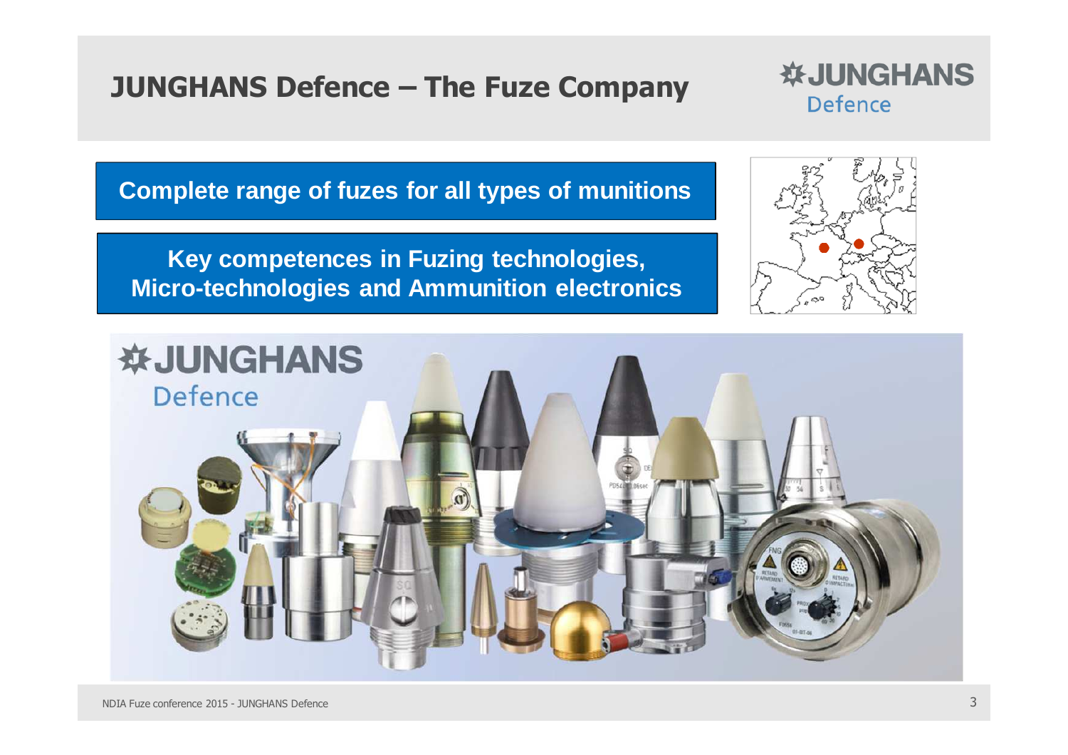# JUNGHANS Defence – The Fuze Company

**Complete range of fuzes for all types of munitions**

**Key competences in Fuzing technologies, Micro-technologies and Ammunition electronics**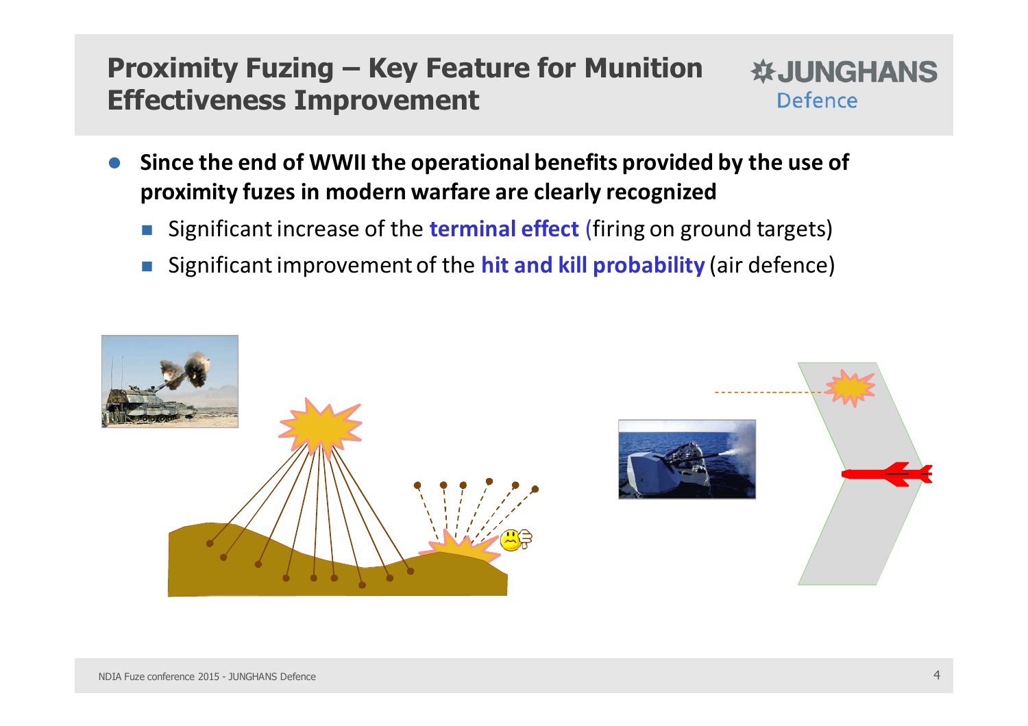# Proximity Fuzing – Key Feature for Munition Effectiveness Improvement

- **Since the end of WWII the operational benefits provided by the use of proximity fuzes in modern warfare are clearly recognized**
  - Significant increase of the **terminal effect** (firing on ground targets)
  - Significant improvement of the **hit and kill probability** (air defence)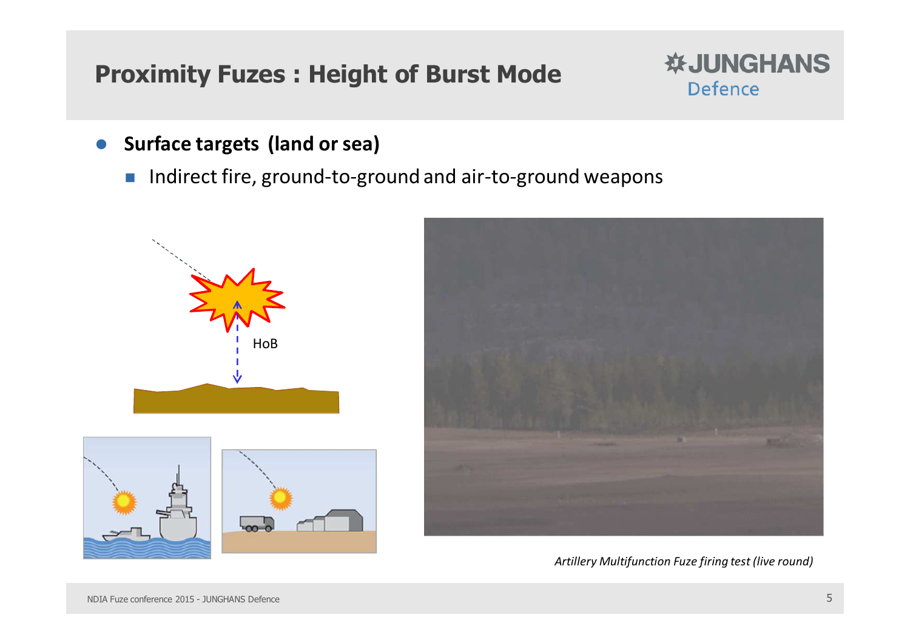# Proximity Fuzes : Height of Burst Mode

- **Surface targets (land or sea)**
  - Indirect fire, ground-to-ground and air-to-ground weapons

HoB

*Artillery Multifunction Fuze firing test (live round)*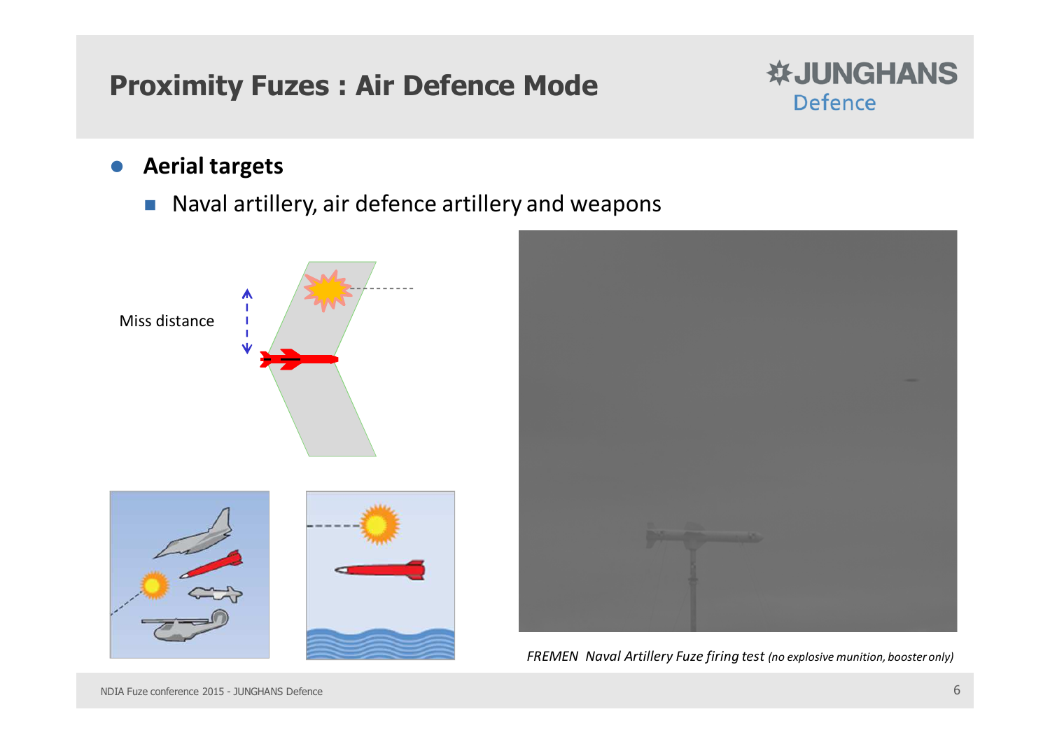# Proximity Fuzes : Air Defence Mode

- **Aerial targets**
  - Naval artillery, air defence artillery and weapons

Miss distance

*FREMEN Naval Artillery Fuze firing test (no explosive munition, booster only)*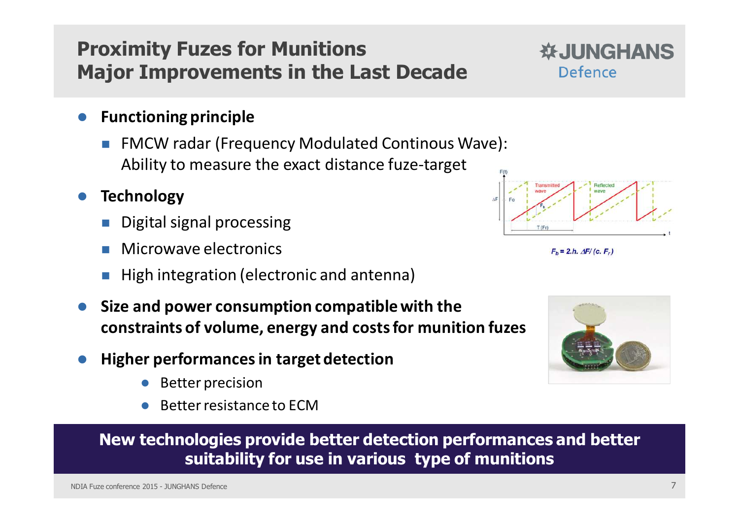# Proximity Fuzes for Munitions
## Major Improvements in the Last Decade

JUNGHANS Defence

- **Functioning principle**
  - FMCW radar (Frequency Modulated Continous Wave): Ability to measure the exact distance fuze-target
- **Technology**
  - Digital signal processing
  - Microwave electronics
  - High integration (electronic and antenna)
- **Size and power consumption compatible with the constraints of volume, energy and costs for munition fuzes**
- **Higher performances in target detection**
  - Better precision
  - Better resistance to ECM

$F_b = 2.h.\ \Delta F / (c.\ F_r)$

**New technologies provide better detection performances and better suitability for use in various type of munitions**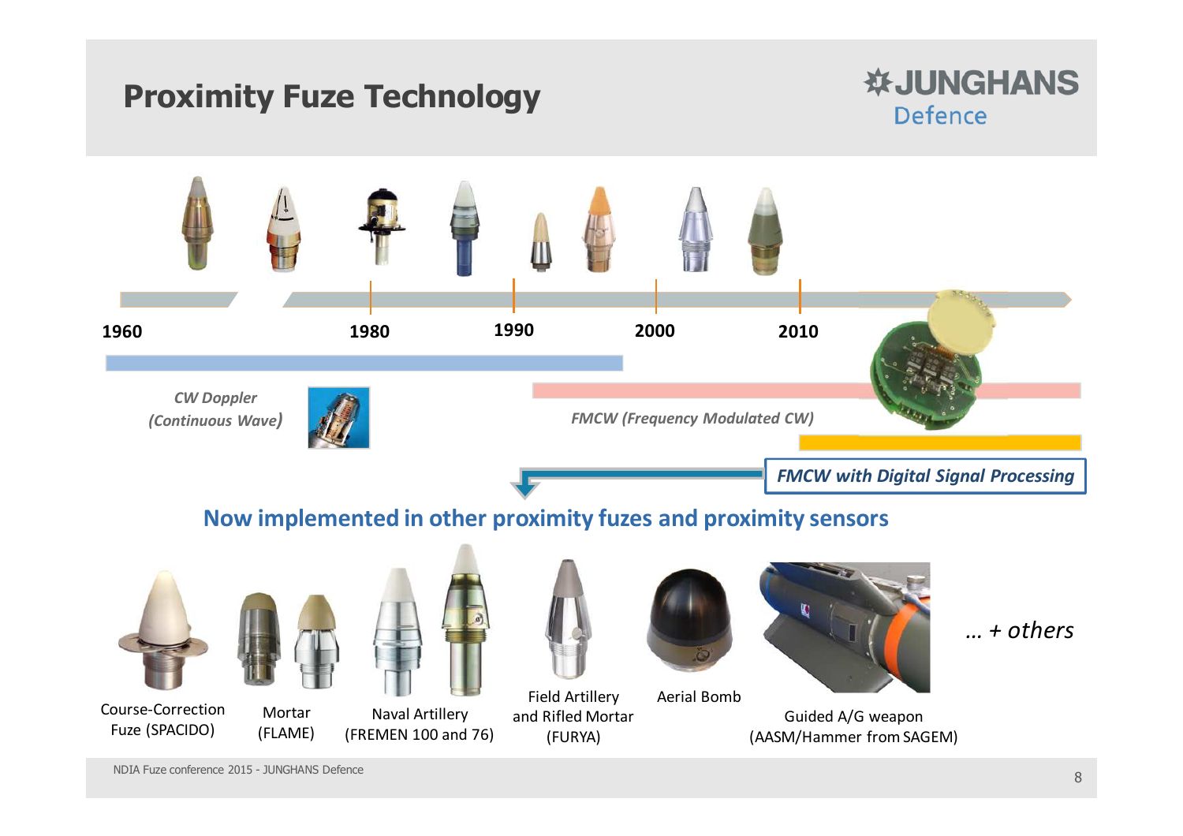# Proximity Fuze Technology

JUNGHANS Defence

1960 | 1980 | 1990 | 2000 | 2010

*CW Doppler (Continuous Wave)*

*FMCW (Frequency Modulated CW)*

***FMCW with Digital Signal Processing***

**Now implemented in other proximity fuzes and proximity sensors**

- Course-Correction Fuze (SPACIDO)
- Mortar (FLAME)
- Naval Artillery (FREMEN 100 and 76)
- Field Artillery and Rifled Mortar (FURYA)
- Aerial Bomb
- Guided A/G weapon (AASM/Hammer from SAGEM)

*… + others*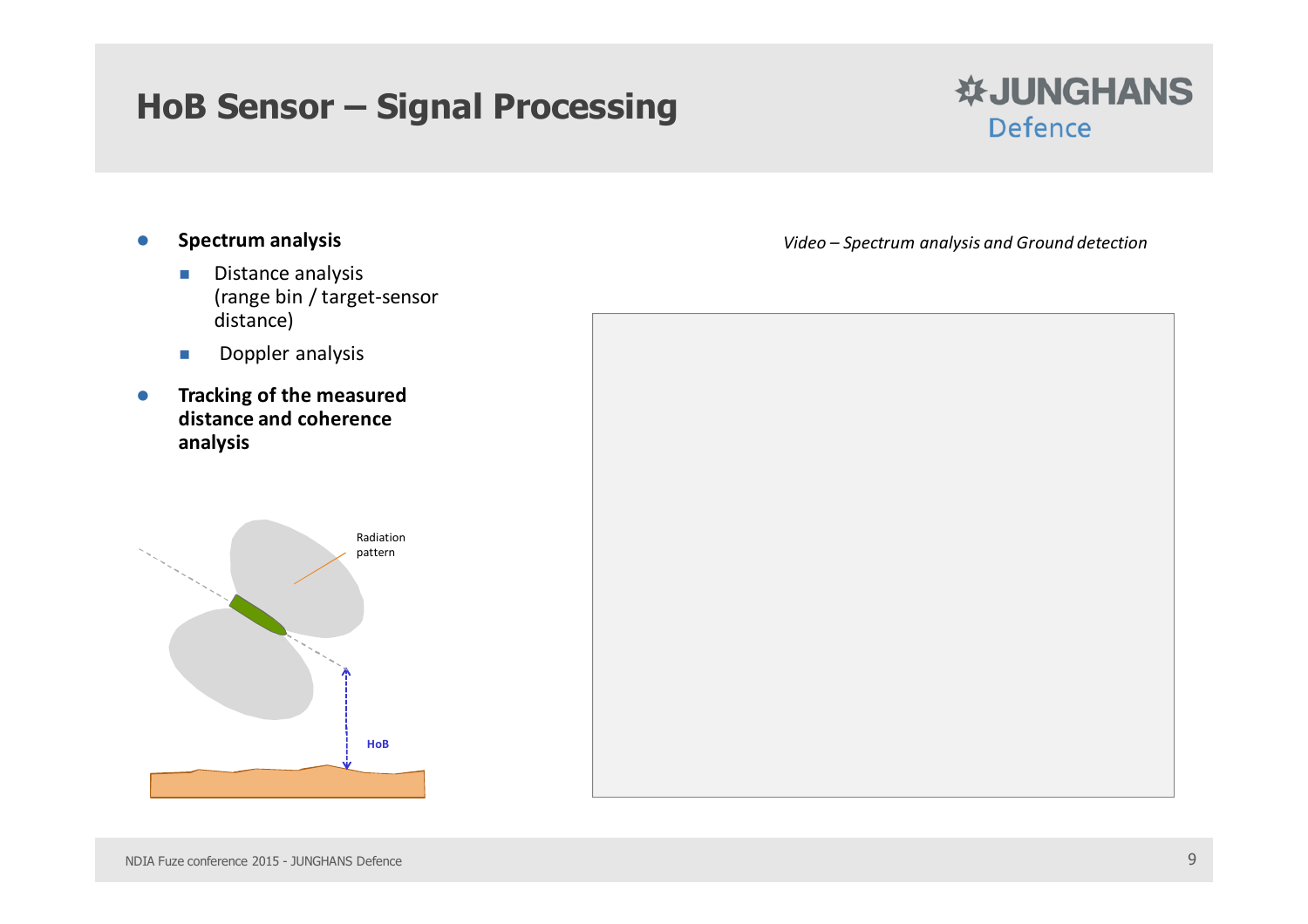# HoB Sensor – Signal Processing

JUNGHANS Defence

- **Spectrum analysis**
  - Distance analysis (range bin / target-sensor distance)
  - Doppler analysis
- **Tracking of the measured distance and coherence analysis**

Radiation pattern

HoB

*Video – Spectrum analysis and Ground detection*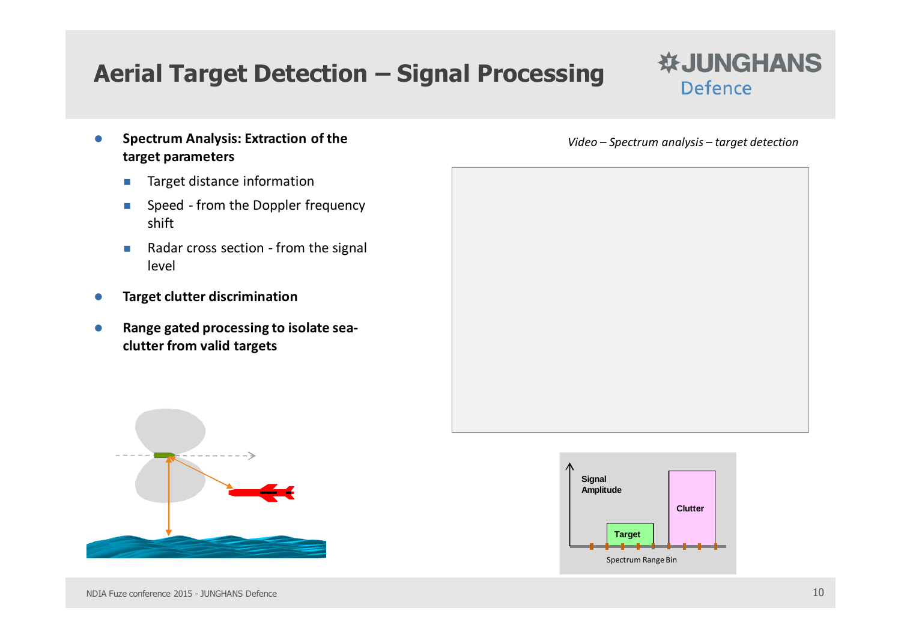# Aerial Target Detection – Signal Processing

- **Spectrum Analysis: Extraction of the target parameters**
  - Target distance information
  - Speed - from the Doppler frequency shift
  - Radar cross section - from the signal level
- **Target clutter discrimination**
- **Range gated processing to isolate sea-clutter from valid targets**

*Video – Spectrum analysis – target detection*

Signal Amplitude

Target

Clutter

Spectrum Range Bin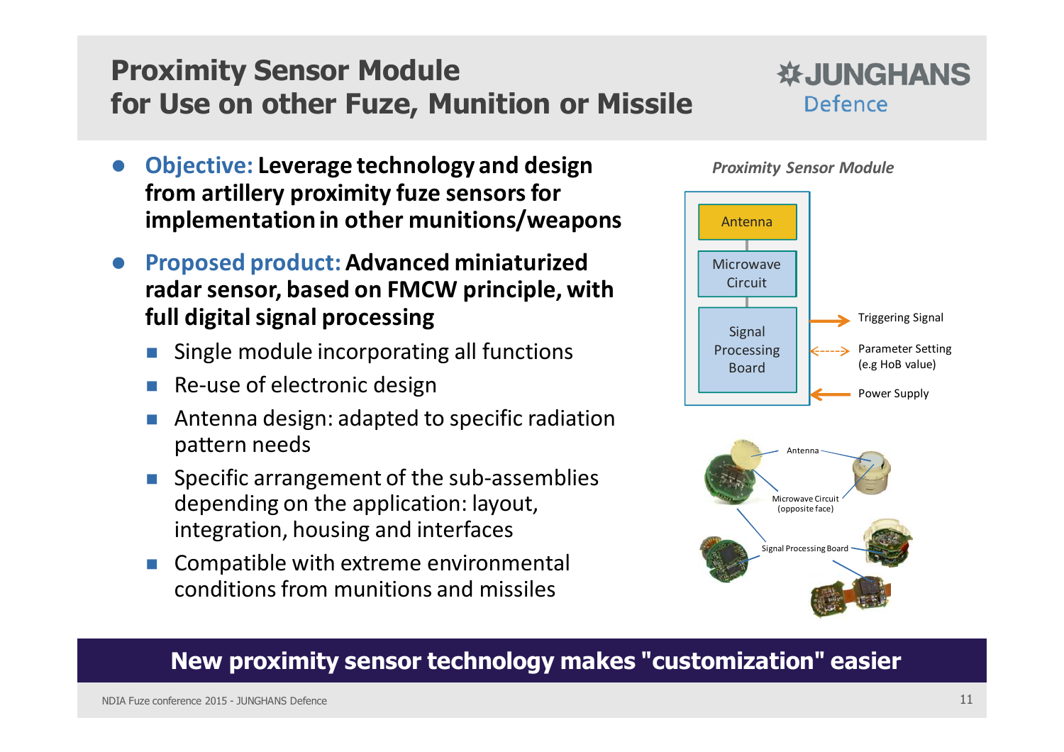# Proximity Sensor Module for Use on other Fuze, Munition or Missile

JUNGHANS Defence

- **Objective: Leverage technology and design from artillery proximity fuze sensors for implementation in other munitions/weapons**
- **Proposed product: Advanced miniaturized radar sensor, based on FMCW principle, with full digital signal processing**
  - Single module incorporating all functions
  - Re-use of electronic design
  - Antenna design: adapted to specific radiation pattern needs
  - Specific arrangement of the sub-assemblies depending on the application: layout, integration, housing and interfaces
  - Compatible with extreme environmental conditions from munitions and missiles

*Proximity Sensor Module*

Antenna

Microwave Circuit

Signal Processing Board

Triggering Signal

Parameter Setting (e.g HoB value)

Power Supply

Antenna

Microwave Circuit (opposite face)

Signal Processing Board

**New proximity sensor technology makes "customization" easier**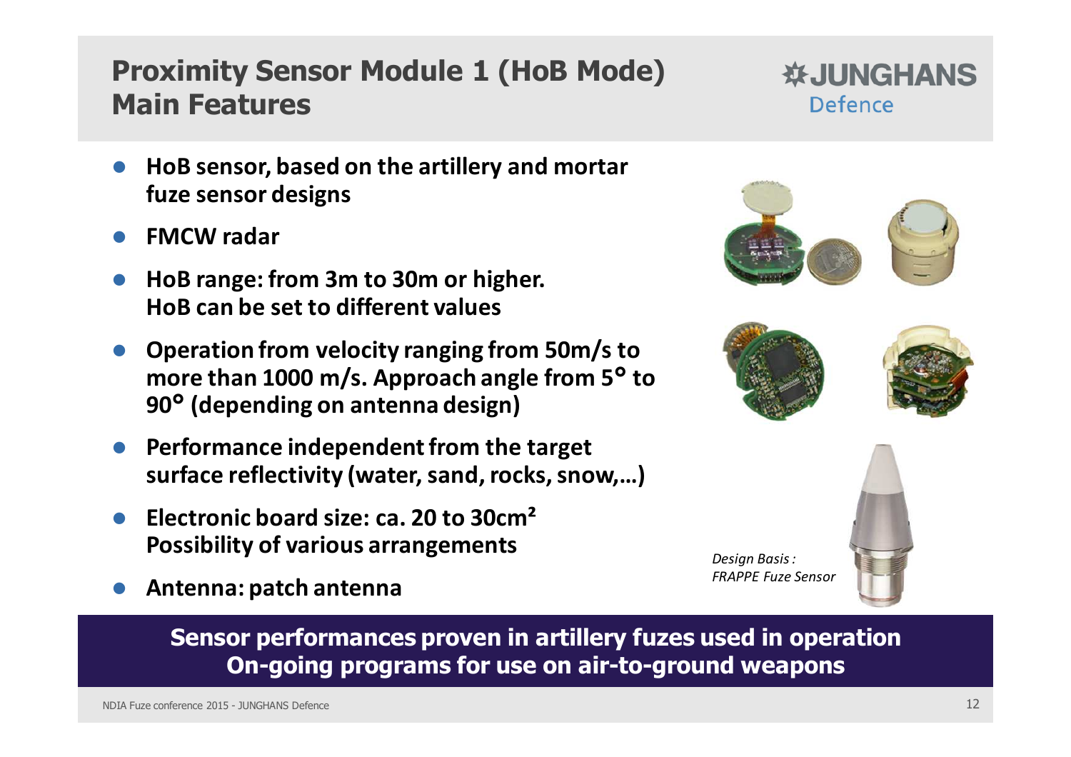# Proximity Sensor Module 1 (HoB Mode) Main Features

JUNGHANS Defence

- **HoB sensor, based on the artillery and mortar fuze sensor designs**
- **FMCW radar**
- **HoB range: from 3m to 30m or higher. HoB can be set to different values**
- **Operation from velocity ranging from 50m/s to more than 1000 m/s. Approach angle from 5° to 90° (depending on antenna design)**
- **Performance independent from the target surface reflectivity (water, sand, rocks, snow,…)**
- **Electronic board size: ca. 20 to 30cm²**
  **Possibility of various arrangements**
- **Antenna: patch antenna**

*Design Basis : FRAPPE Fuze Sensor*

**Sensor performances proven in artillery fuzes used in operation**
**On-going programs for use on air-to-ground weapons**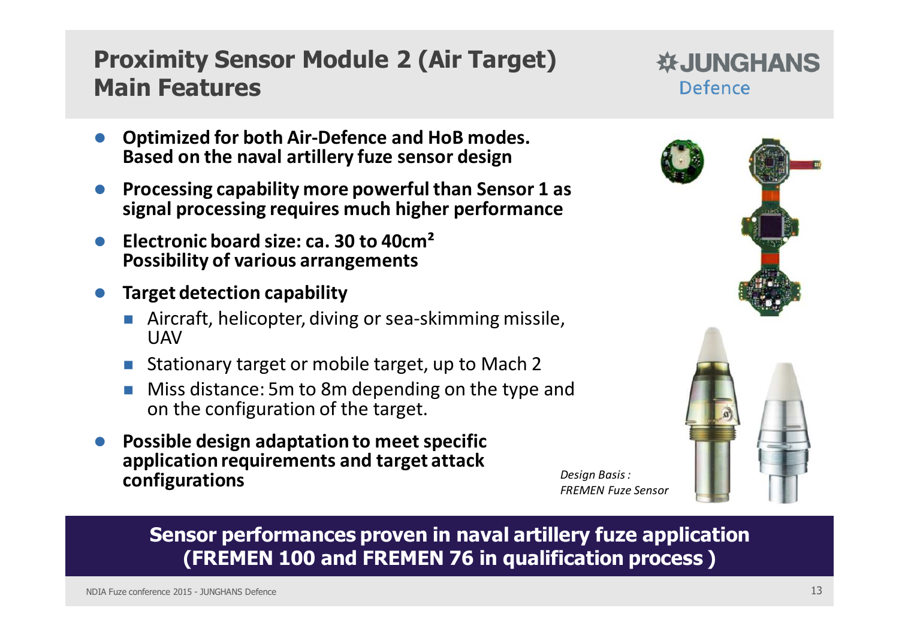# Proximity Sensor Module 2 (Air Target) Main Features

JUNGHANS Defence

- **Optimized for both Air-Defence and HoB modes. Based on the naval artillery fuze sensor design**
- **Processing capability more powerful than Sensor 1 as signal processing requires much higher performance**
- **Electronic board size: ca. 30 to 40cm² Possibility of various arrangements**
- **Target detection capability**
  - Aircraft, helicopter, diving or sea-skimming missile, UAV
  - Stationary target or mobile target, up to Mach 2
  - Miss distance: 5m to 8m depending on the type and on the configuration of the target.
- **Possible design adaptation to meet specific application requirements and target attack configurations**

*Design Basis : FREMEN Fuze Sensor*

**Sensor performances proven in naval artillery fuze application (FREMEN 100 and FREMEN 76 in qualification process )**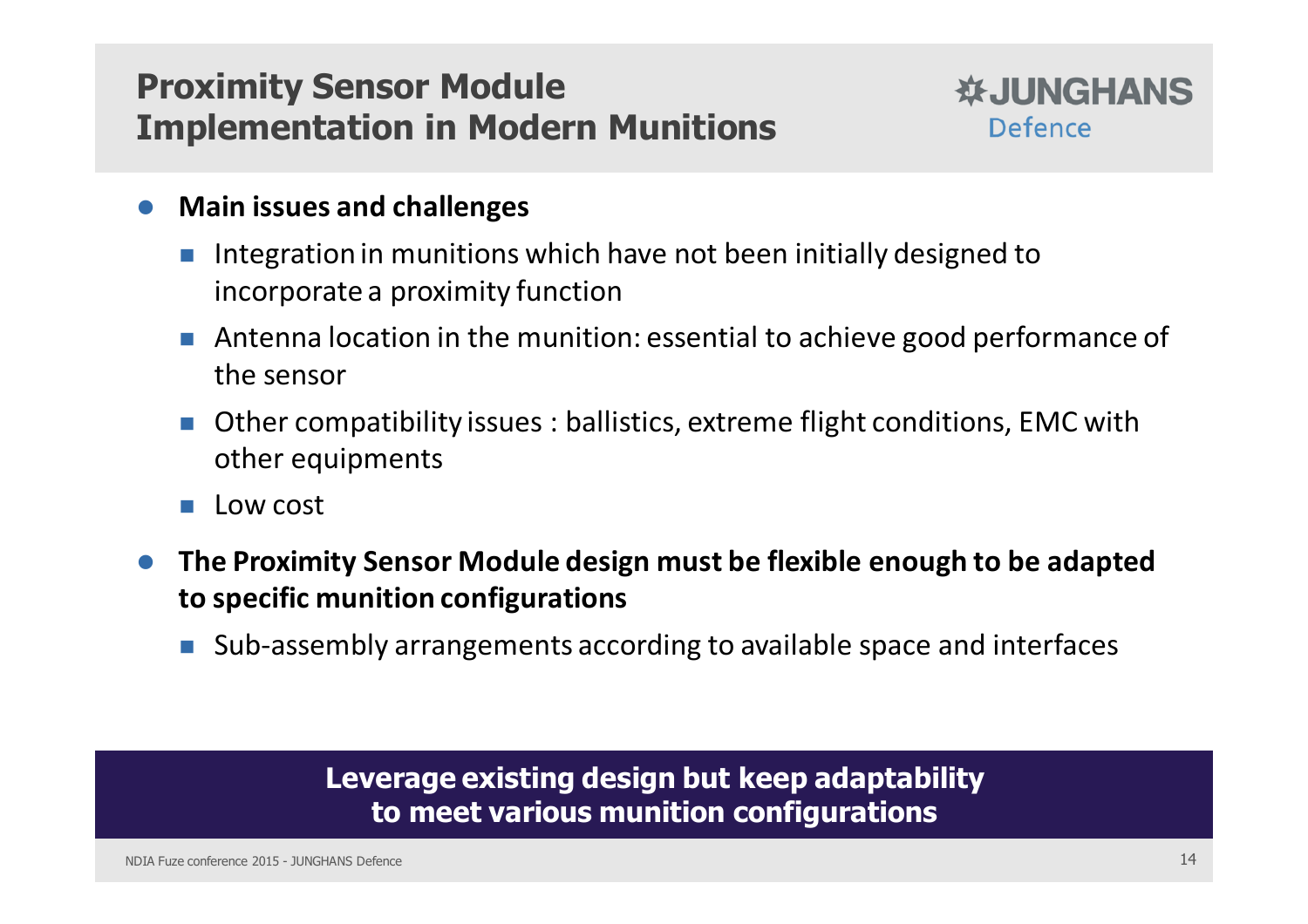# Proximity Sensor Module Implementation in Modern Munitions

JUNGHANS Defence

- **Main issues and challenges**
  - Integration in munitions which have not been initially designed to incorporate a proximity function
  - Antenna location in the munition: essential to achieve good performance of the sensor
  - Other compatibility issues : ballistics, extreme flight conditions, EMC with other equipments
  - Low cost
- **The Proximity Sensor Module design must be flexible enough to be adapted to specific munition configurations**
  - Sub-assembly arrangements according to available space and interfaces

**Leverage existing design but keep adaptability to meet various munition configurations**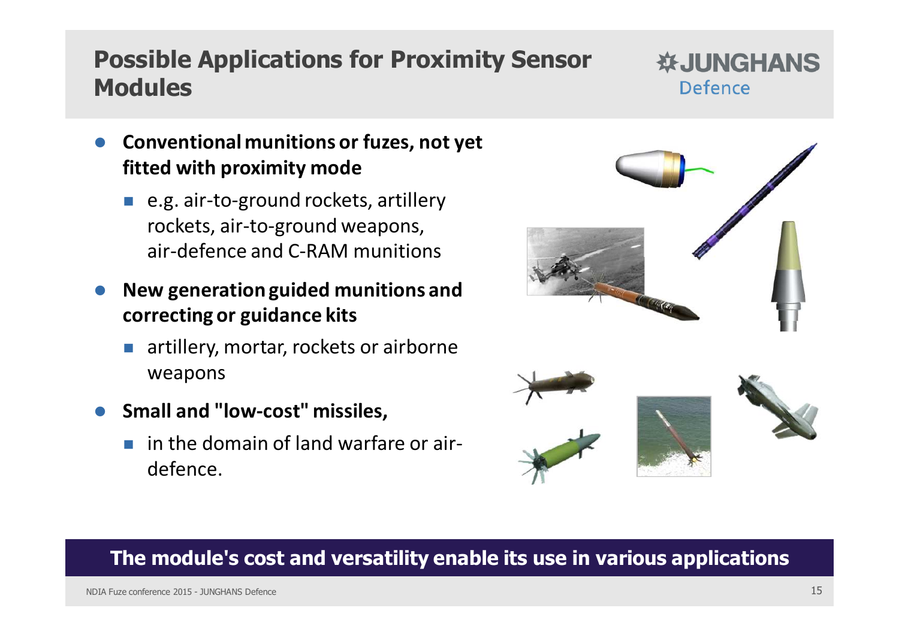## Possible Applications for Proximity Sensor Modules

JUNGHANS Defence

- **Conventional munitions or fuzes, not yet fitted with proximity mode**
  - e.g. air-to-ground rockets, artillery rockets, air-to-ground weapons, air-defence and C-RAM munitions
- **New generation guided munitions and correcting or guidance kits**
  - artillery, mortar, rockets or airborne weapons
- **Small and "low-cost" missiles,**
  - in the domain of land warfare or air-defence.

**The module's cost and versatility enable its use in various applications**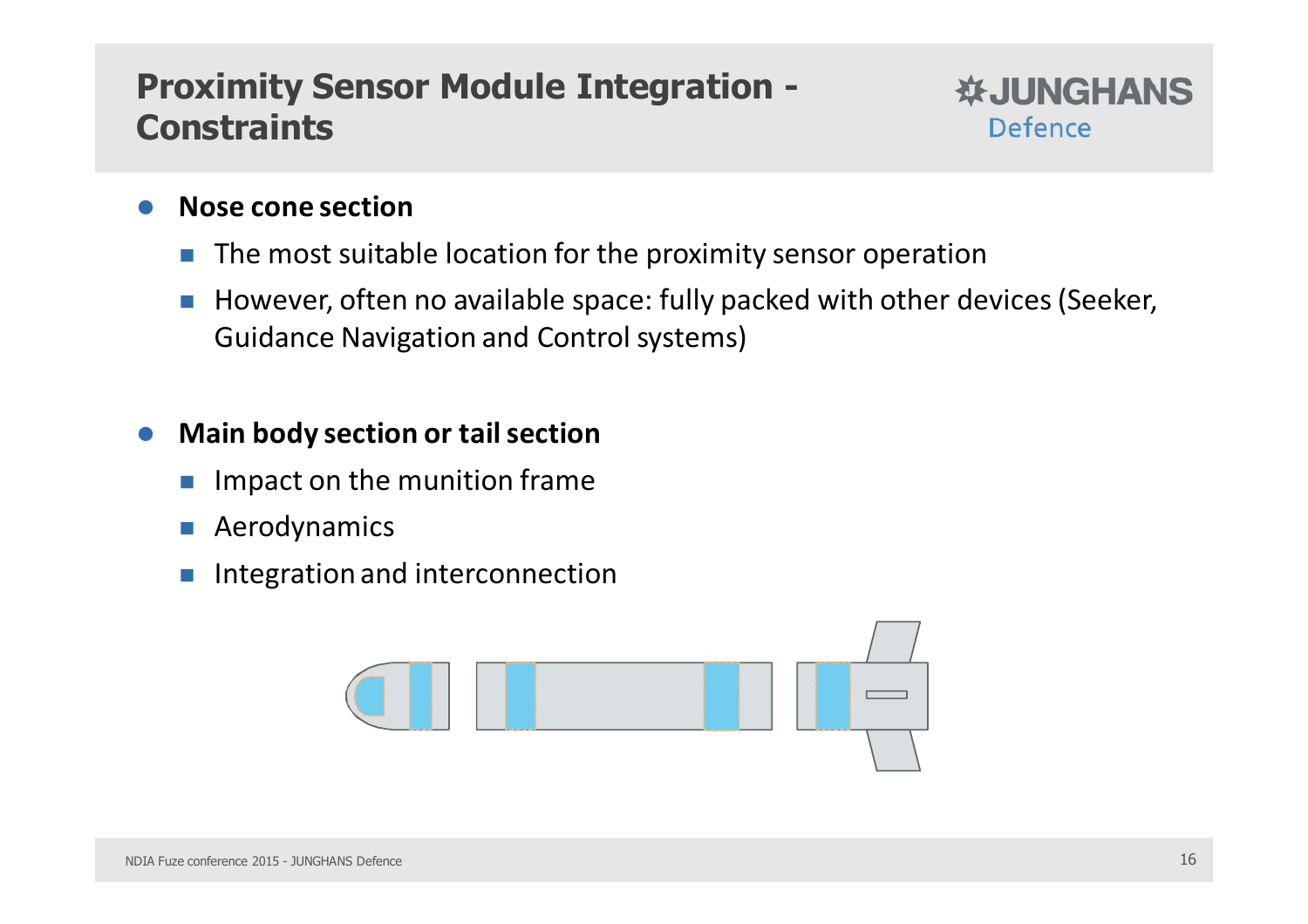# Proximity Sensor Module Integration - Constraints

- **Nose cone section**
  - The most suitable location for the proximity sensor operation
  - However, often no available space: fully packed with other devices (Seeker, Guidance Navigation and Control systems)

- **Main body section or tail section**
  - Impact on the munition frame
  - Aerodynamics
  - Integration and interconnection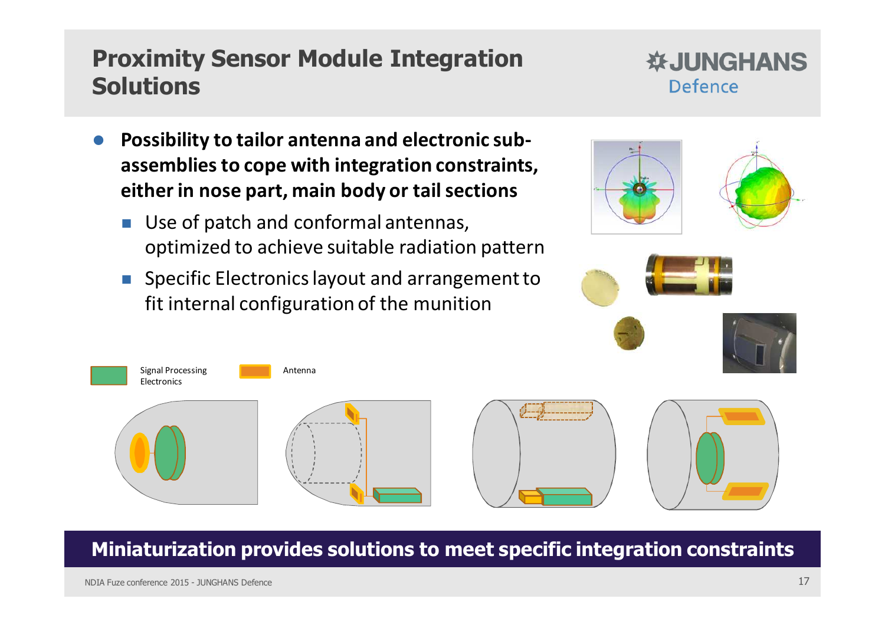# Proximity Sensor Module Integration Solutions

- **Possibility to tailor antenna and electronic sub-assemblies to cope with integration constraints, either in nose part, main body or tail sections**
  - Use of patch and conformal antennas, optimized to achieve suitable radiation pattern
  - Specific Electronics layout and arrangement to fit internal configuration of the munition

Signal Processing Electronics

Antenna

**Miniaturization provides solutions to meet specific integration constraints**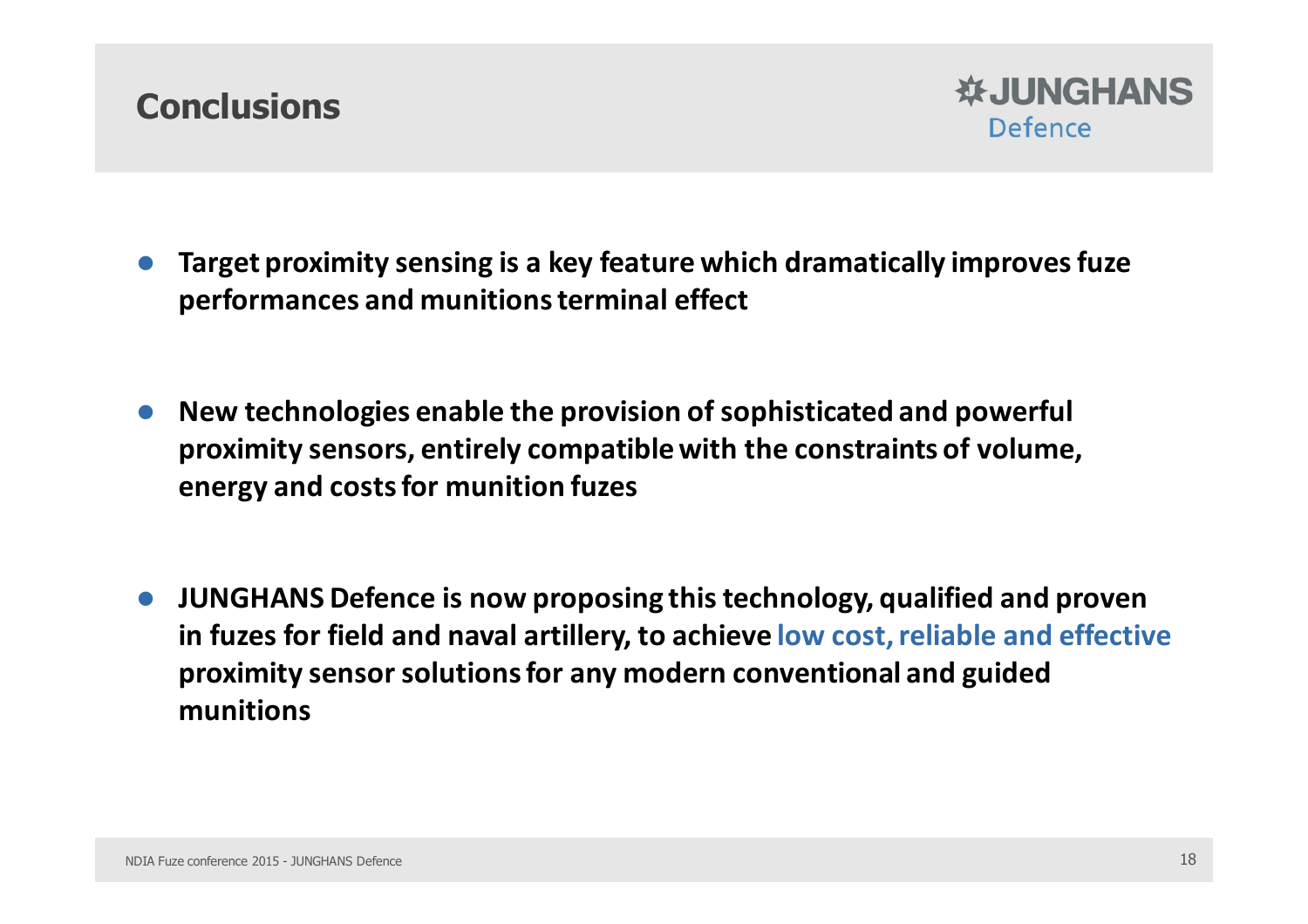# Conclusions

**JUNGHANS Defence**

- **Target proximity sensing is a key feature which dramatically improves fuze performances and munitions terminal effect**

- **New technologies enable the provision of sophisticated and powerful proximity sensors, entirely compatible with the constraints of volume, energy and costs for munition fuzes**

- **JUNGHANS Defence is now proposing this technology, qualified and proven in fuzes for field and naval artillery, to achieve low cost, reliable and effective proximity sensor solutions for any modern conventional and guided munitions**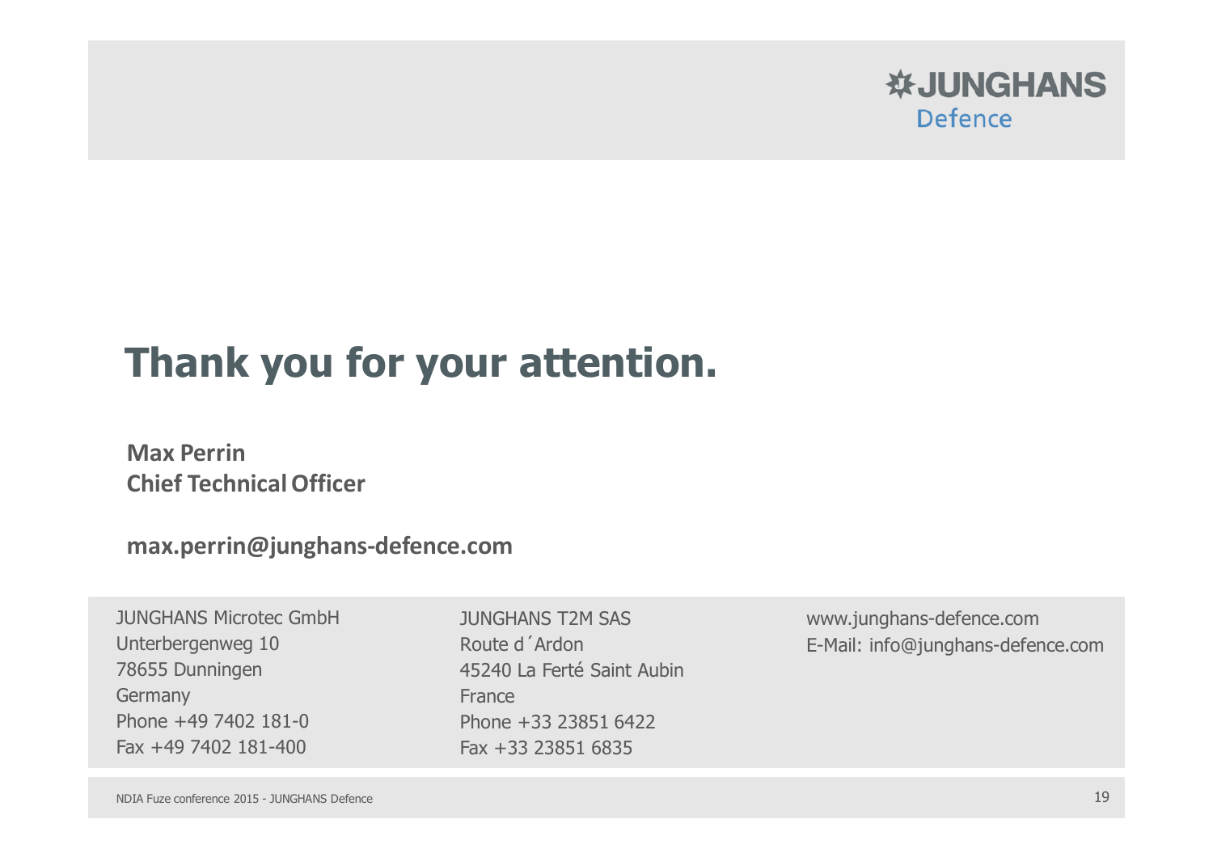JUNGHANS Defence

# Thank you for your attention.

**Max Perrin**
**Chief Technical Officer**

**max.perrin@junghans-defence.com**

JUNGHANS Microtec GmbH
Unterbergenweg 10
78655 Dunningen
Germany
Phone +49 7402 181-0
Fax +49 7402 181-400

JUNGHANS T2M SAS
Route d´Ardon
45240 La Ferté Saint Aubin
France
Phone +33 23851 6422
Fax +33 23851 6835

www.junghans-defence.com
E-Mail: info@junghans-defence.com